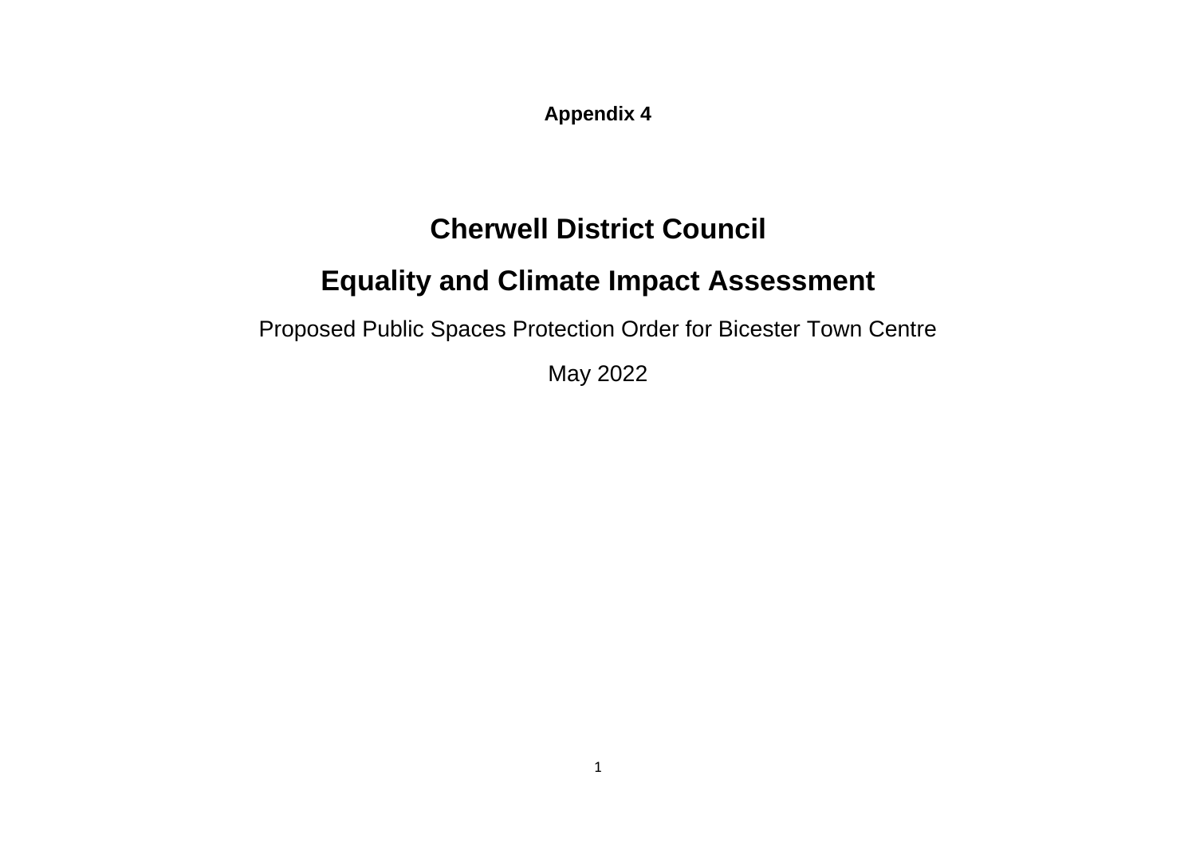**Appendix 4**

# Cherwell District Council

# Equality and Climate Impact Assessment

Proposed Public Spaces Protection Order for Bicester Town Centre

May 2022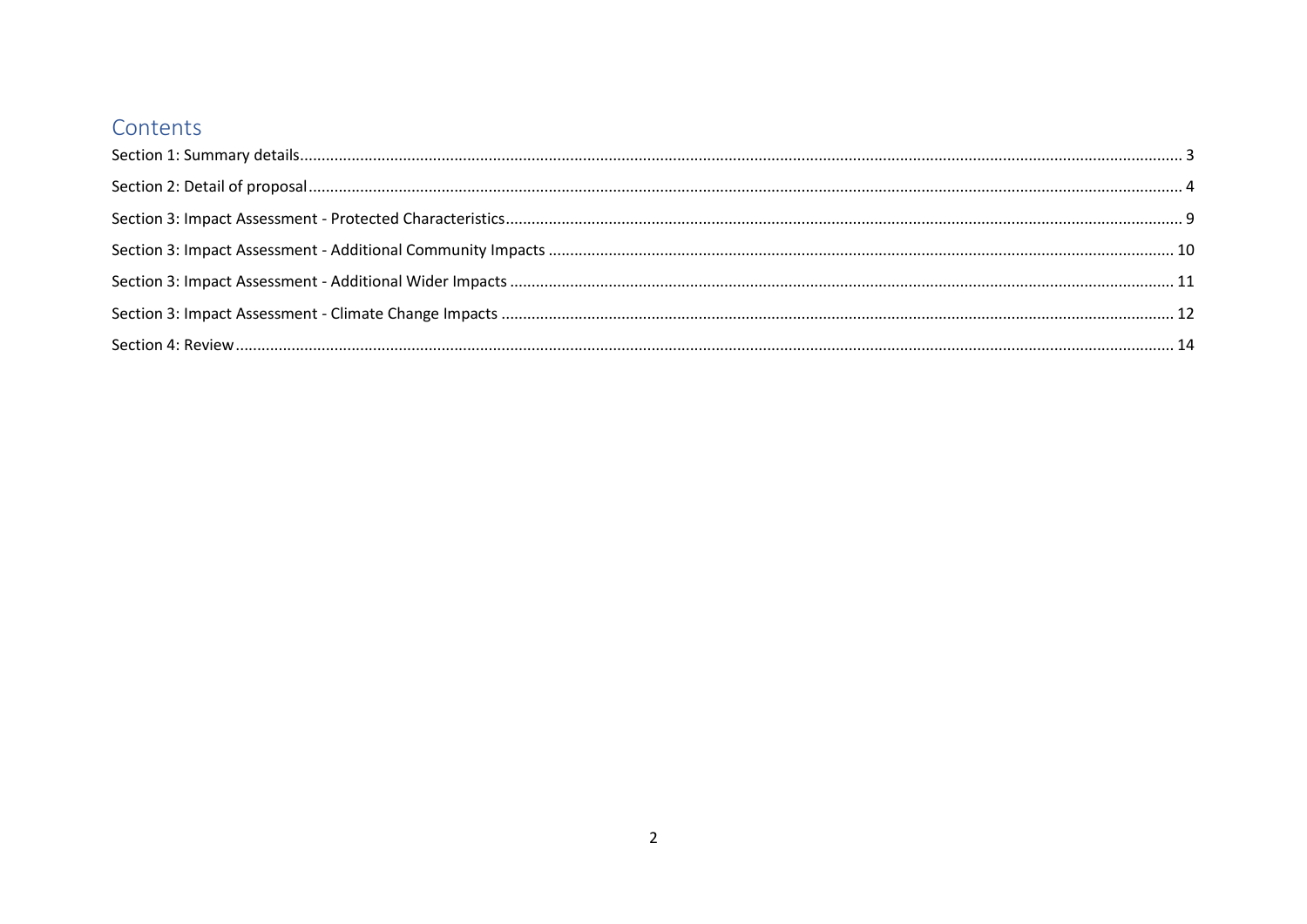## Contents

Section 1: Summary details ........ 3

Section 2: Detail of proposal ........ 4

Section 3: Impact Assessment - Protected Characteristics ........ 9

Section 3: Impact Assessment - Additional Community Impacts ........ 10

Section 3: Impact Assessment - Additional Wider Impacts ........ 11

Section 3: Impact Assessment - Climate Change Impacts ........ 12

Section 4: Review ........ 14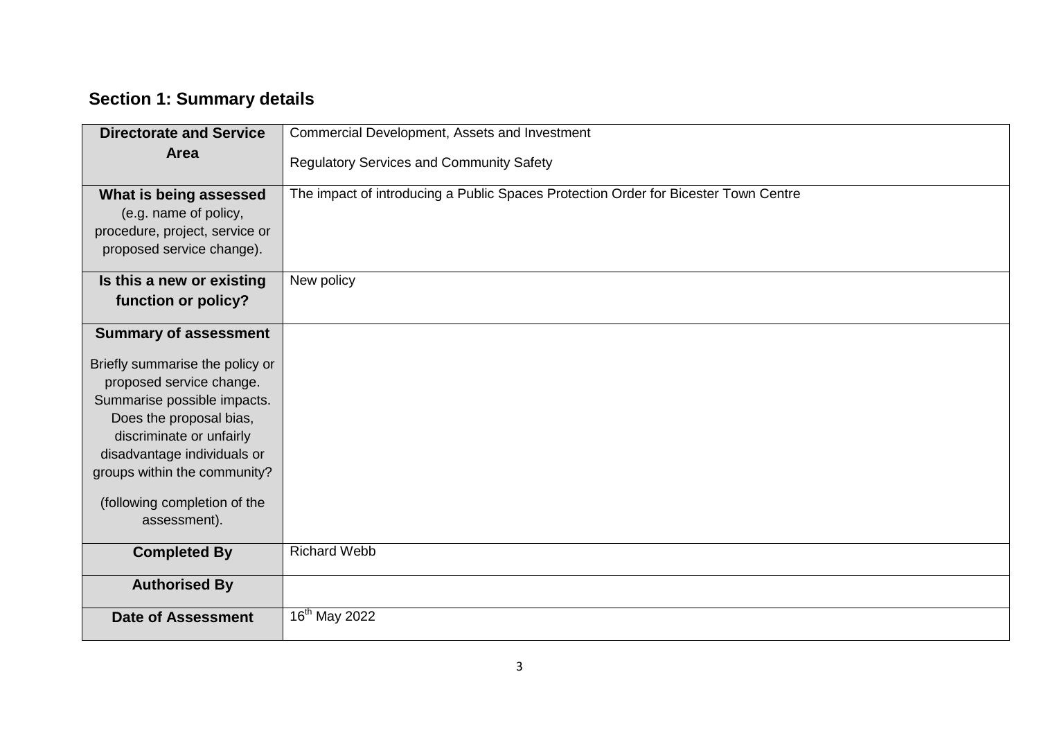## Section 1: Summary details

| | |
|---|---|
| **Directorate and Service Area** | Commercial Development, Assets and Investment<br><br>Regulatory Services and Community Safety |
| **What is being assessed** (e.g. name of policy, procedure, project, service or proposed service change). | The impact of introducing a Public Spaces Protection Order for Bicester Town Centre |
| **Is this a new or existing function or policy?** | New policy |
| **Summary of assessment**<br><br>Briefly summarise the policy or proposed service change. Summarise possible impacts. Does the proposal bias, discriminate or unfairly disadvantage individuals or groups within the community?<br><br>(following completion of the assessment). | |
| **Completed By** | Richard Webb |
| **Authorised By** | |
| **Date of Assessment** | 16th May 2022 |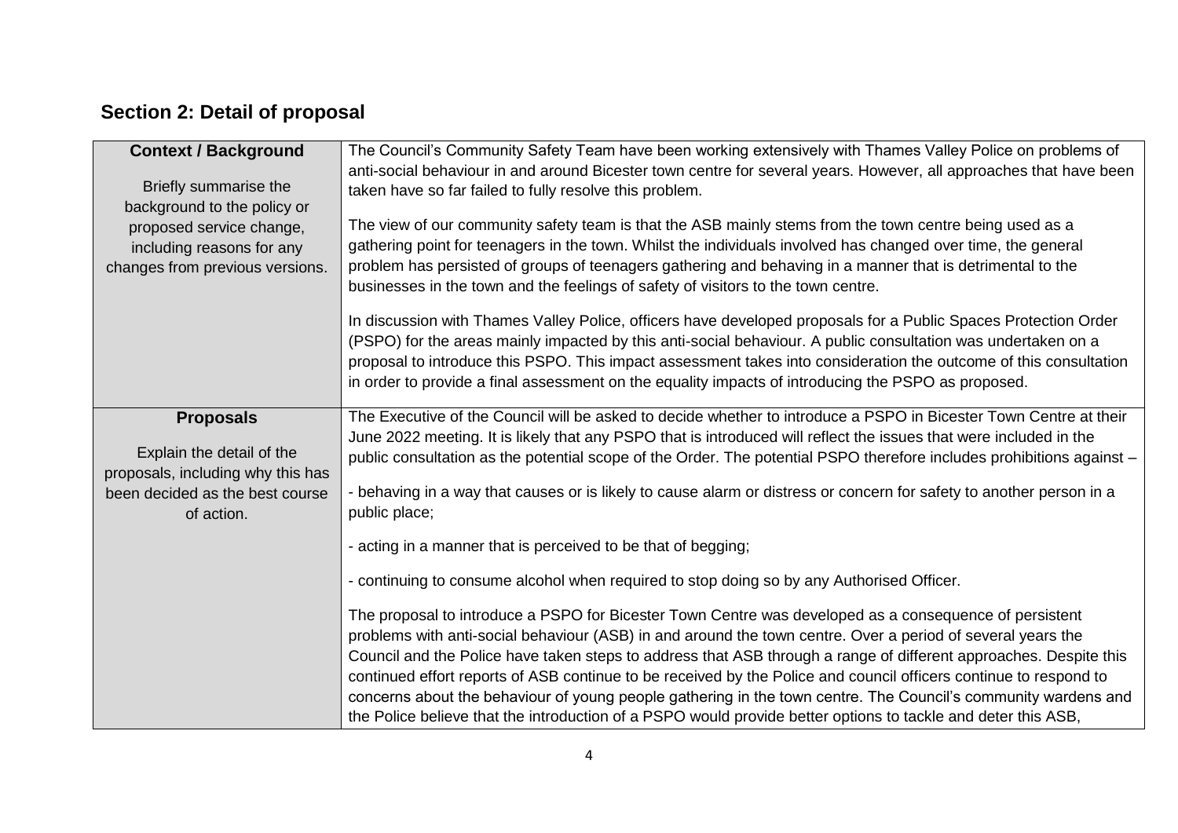## Section 2: Detail of proposal

| **Context / Background**<br><br>Briefly summarise the background to the policy or proposed service change, including reasons for any changes from previous versions. | The Council's Community Safety Team have been working extensively with Thames Valley Police on problems of anti-social behaviour in and around Bicester town centre for several years. However, all approaches that have been taken have so far failed to fully resolve this problem.<br><br>The view of our community safety team is that the ASB mainly stems from the town centre being used as a gathering point for teenagers in the town. Whilst the individuals involved has changed over time, the general problem has persisted of groups of teenagers gathering and behaving in a manner that is detrimental to the businesses in the town and the feelings of safety of visitors to the town centre.<br><br>In discussion with Thames Valley Police, officers have developed proposals for a Public Spaces Protection Order (PSPO) for the areas mainly impacted by this anti-social behaviour. A public consultation was undertaken on a proposal to introduce this PSPO. This impact assessment takes into consideration the outcome of this consultation in order to provide a final assessment on the equality impacts of introducing the PSPO as proposed. |
|---|---|
| **Proposals**<br><br>Explain the detail of the proposals, including why this has been decided as the best course of action. | The Executive of the Council will be asked to decide whether to introduce a PSPO in Bicester Town Centre at their June 2022 meeting. It is likely that any PSPO that is introduced will reflect the issues that were included in the public consultation as the potential scope of the Order. The potential PSPO therefore includes prohibitions against –<br><br>- behaving in a way that causes or is likely to cause alarm or distress or concern for safety to another person in a public place;<br><br>- acting in a manner that is perceived to be that of begging;<br><br>- continuing to consume alcohol when required to stop doing so by any Authorised Officer.<br><br>The proposal to introduce a PSPO for Bicester Town Centre was developed as a consequence of persistent problems with anti-social behaviour (ASB) in and around the town centre. Over a period of several years the Council and the Police have taken steps to address that ASB through a range of different approaches. Despite this continued effort reports of ASB continue to be received by the Police and council officers continue to respond to concerns about the behaviour of young people gathering in the town centre. The Council's community wardens and the Police believe that the introduction of a PSPO would provide better options to tackle and deter this ASB, |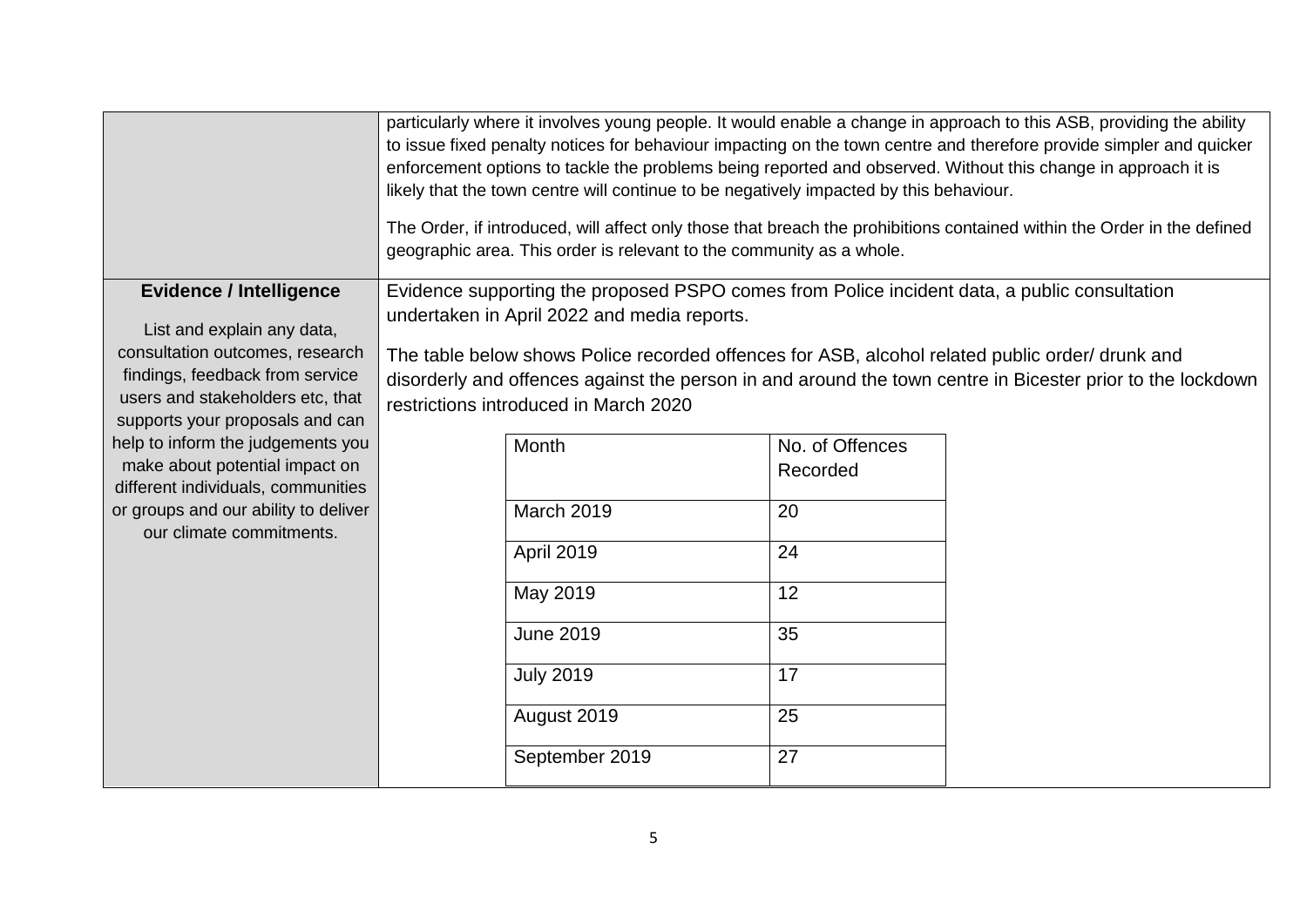| | |
|---|---|
| | particularly where it involves young people. It would enable a change in approach to this ASB, providing the ability to issue fixed penalty notices for behaviour impacting on the town centre and therefore provide simpler and quicker enforcement options to tackle the problems being reported and observed. Without this change in approach it is likely that the town centre will continue to be negatively impacted by this behaviour.<br><br>The Order, if introduced, will affect only those that breach the prohibitions contained within the Order in the defined geographic area. This order is relevant to the community as a whole. |
| **Evidence / Intelligence**<br><br>List and explain any data, consultation outcomes, research findings, feedback from service users and stakeholders etc, that supports your proposals and can help to inform the judgements you make about potential impact on different individuals, communities or groups and our ability to deliver our climate commitments. | Evidence supporting the proposed PSPO comes from Police incident data, a public consultation undertaken in April 2022 and media reports.<br><br>The table below shows Police recorded offences for ASB, alcohol related public order/ drunk and disorderly and offences against the person in and around the town centre in Bicester prior to the lockdown restrictions introduced in March 2020 |

| Month | No. of Offences Recorded |
|---|---|
| March 2019 | 20 |
| April 2019 | 24 |
| May 2019 | 12 |
| June 2019 | 35 |
| July 2019 | 17 |
| August 2019 | 25 |
| September 2019 | 27 |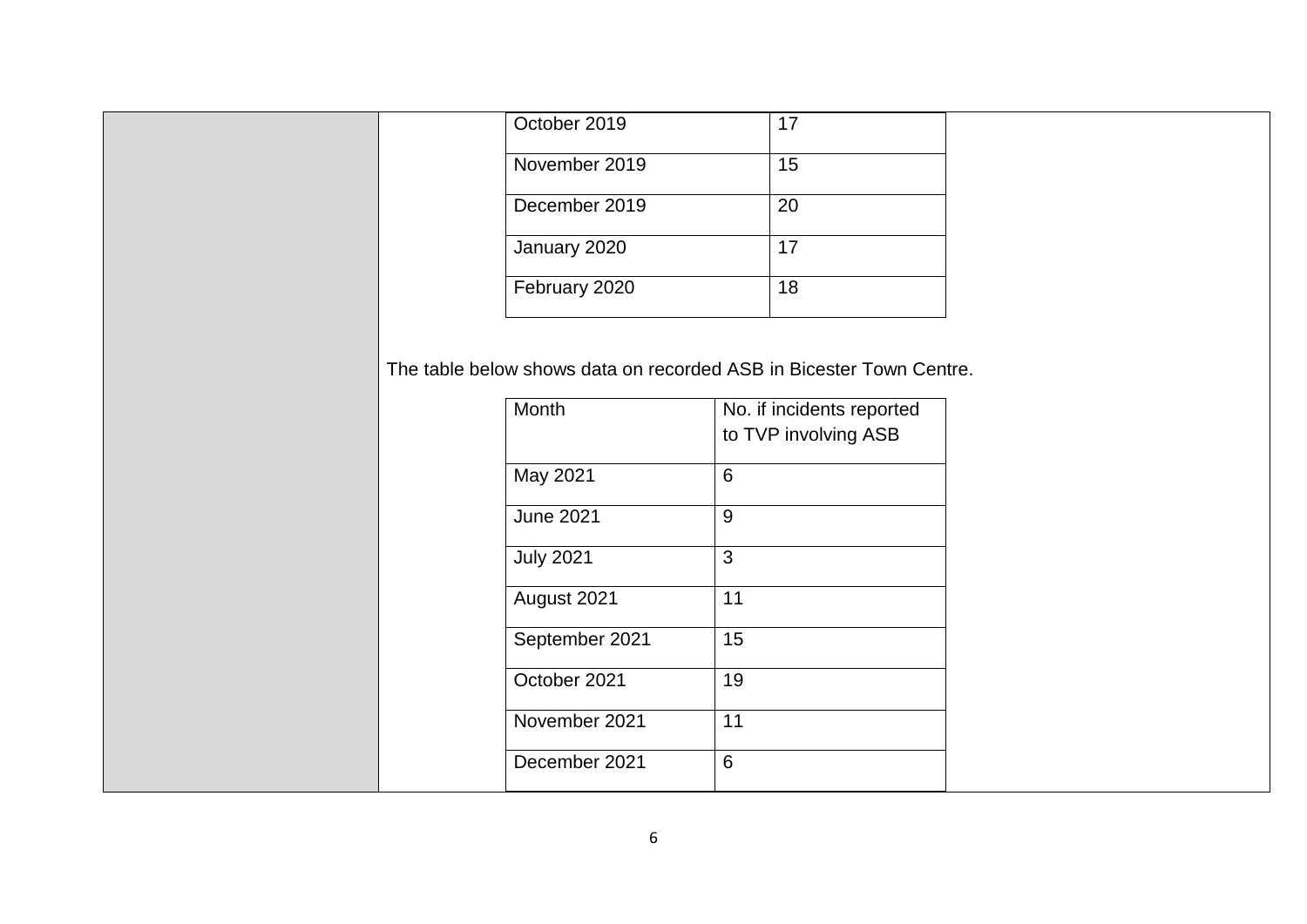| | |
|---|---|
| October 2019 | 17 |
| November 2019 | 15 |
| December 2019 | 20 |
| January 2020 | 17 |
| February 2020 | 18 |

The table below shows data on recorded ASB in Bicester Town Centre.

| Month | No. if incidents reported to TVP involving ASB |
|---|---|
| May 2021 | 6 |
| June 2021 | 9 |
| July 2021 | 3 |
| August 2021 | 11 |
| September 2021 | 15 |
| October 2021 | 19 |
| November 2021 | 11 |
| December 2021 | 6 |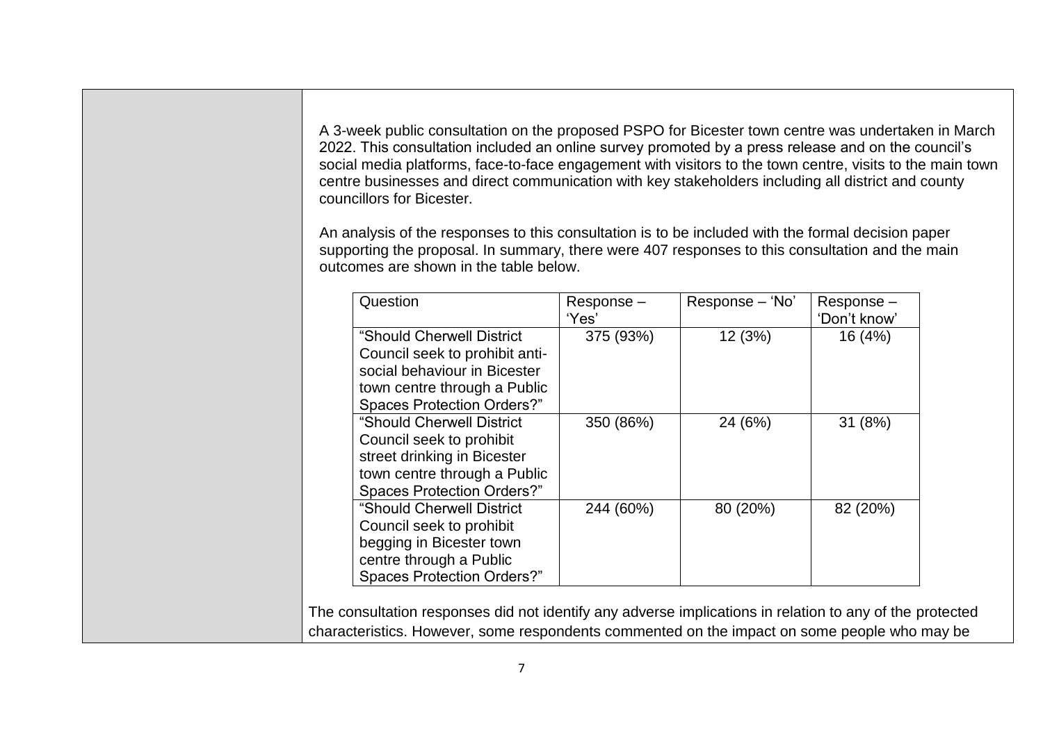A 3-week public consultation on the proposed PSPO for Bicester town centre was undertaken in March 2022. This consultation included an online survey promoted by a press release and on the council's social media platforms, face-to-face engagement with visitors to the town centre, visits to the main town centre businesses and direct communication with key stakeholders including all district and county councillors for Bicester.

An analysis of the responses to this consultation is to be included with the formal decision paper supporting the proposal. In summary, there were 407 responses to this consultation and the main outcomes are shown in the table below.

| Question | Response – 'Yes' | Response – 'No' | Response – 'Don't know' |
|---|---|---|---|
| "Should Cherwell District Council seek to prohibit anti-social behaviour in Bicester town centre through a Public Spaces Protection Orders?" | 375 (93%) | 12 (3%) | 16 (4%) |
| "Should Cherwell District Council seek to prohibit street drinking in Bicester town centre through a Public Spaces Protection Orders?" | 350 (86%) | 24 (6%) | 31 (8%) |
| "Should Cherwell District Council seek to prohibit begging in Bicester town centre through a Public Spaces Protection Orders?" | 244 (60%) | 80 (20%) | 82 (20%) |

The consultation responses did not identify any adverse implications in relation to any of the protected characteristics. However, some respondents commented on the impact on some people who may be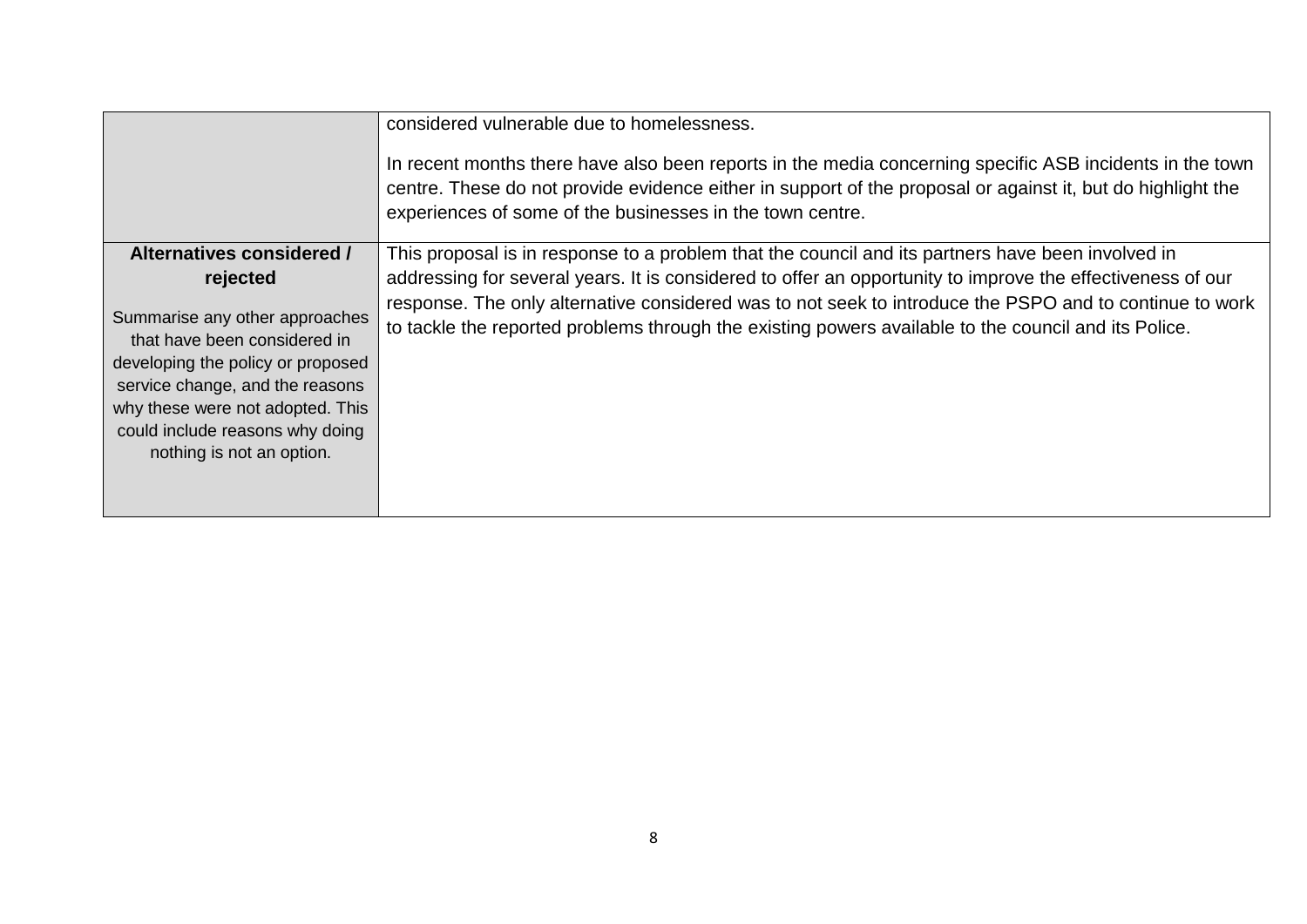| | |
|---|---|
| | considered vulnerable due to homelessness.<br><br>In recent months there have also been reports in the media concerning specific ASB incidents in the town centre. These do not provide evidence either in support of the proposal or against it, but do highlight the experiences of some of the businesses in the town centre. |
| **Alternatives considered / rejected**<br><br>Summarise any other approaches that have been considered in developing the policy or proposed service change, and the reasons why these were not adopted. This could include reasons why doing nothing is not an option. | This proposal is in response to a problem that the council and its partners have been involved in addressing for several years. It is considered to offer an opportunity to improve the effectiveness of our response. The only alternative considered was to not seek to introduce the PSPO and to continue to work to tackle the reported problems through the existing powers available to the council and its Police. |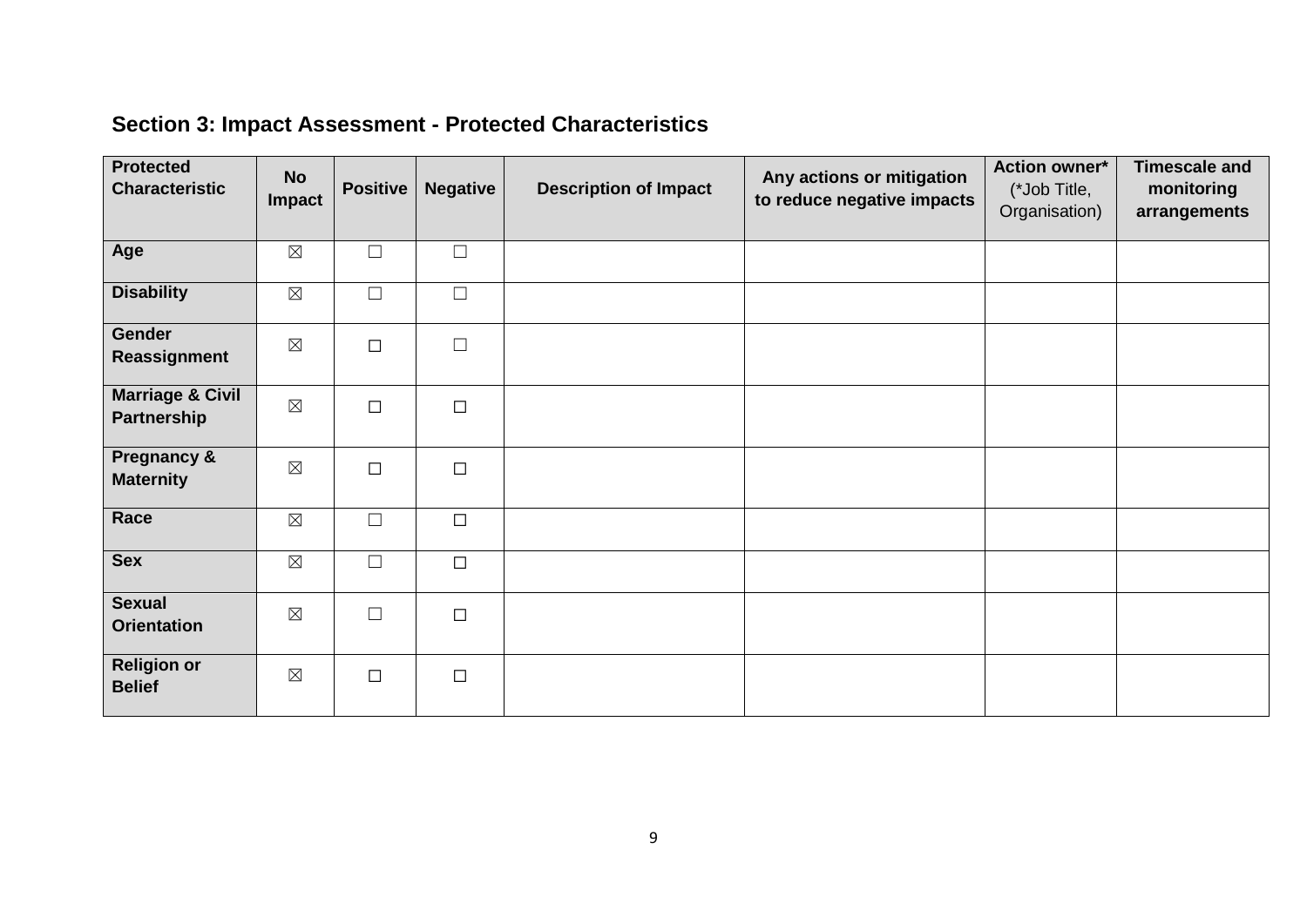## Section 3: Impact Assessment - Protected Characteristics

| Protected Characteristic | No Impact | Positive | Negative | Description of Impact | Any actions or mitigation to reduce negative impacts | Action owner* (*Job Title, Organisation) | Timescale and monitoring arrangements |
|---|---|---|---|---|---|---|---|
| **Age** | ☒ | ☐ | ☐ | | | | |
| **Disability** | ☒ | ☐ | ☐ | | | | |
| **Gender Reassignment** | ☒ | ☐ | ☐ | | | | |
| **Marriage & Civil Partnership** | ☒ | ☐ | ☐ | | | | |
| **Pregnancy & Maternity** | ☒ | ☐ | ☐ | | | | |
| **Race** | ☒ | ☐ | ☐ | | | | |
| **Sex** | ☒ | ☐ | ☐ | | | | |
| **Sexual Orientation** | ☒ | ☐ | ☐ | | | | |
| **Religion or Belief** | ☒ | ☐ | ☐ | | | | |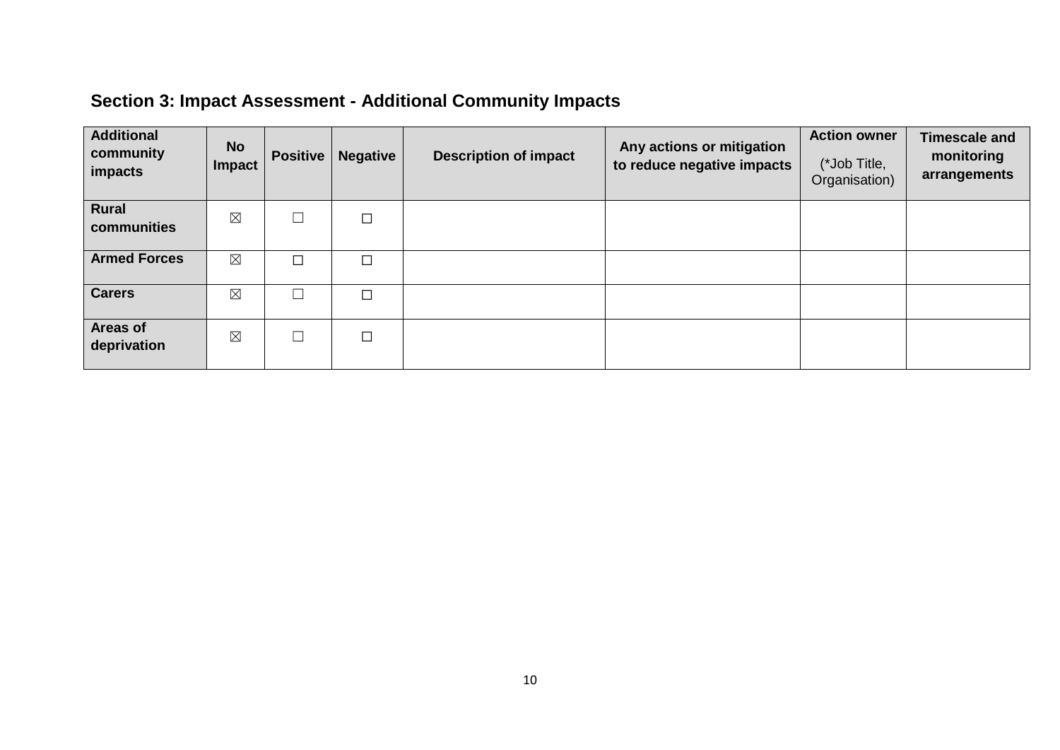## Section 3: Impact Assessment - Additional Community Impacts

| Additional community impacts | No Impact | Positive | Negative | Description of impact | Any actions or mitigation to reduce negative impacts | Action owner (*Job Title, Organisation) | Timescale and monitoring arrangements |
|---|---|---|---|---|---|---|---|
| **Rural communities** | ☒ | ☐ | ☐ | | | | |
| **Armed Forces** | ☒ | ☐ | ☐ | | | | |
| **Carers** | ☒ | ☐ | ☐ | | | | |
| **Areas of deprivation** | ☒ | ☐ | ☐ | | | | |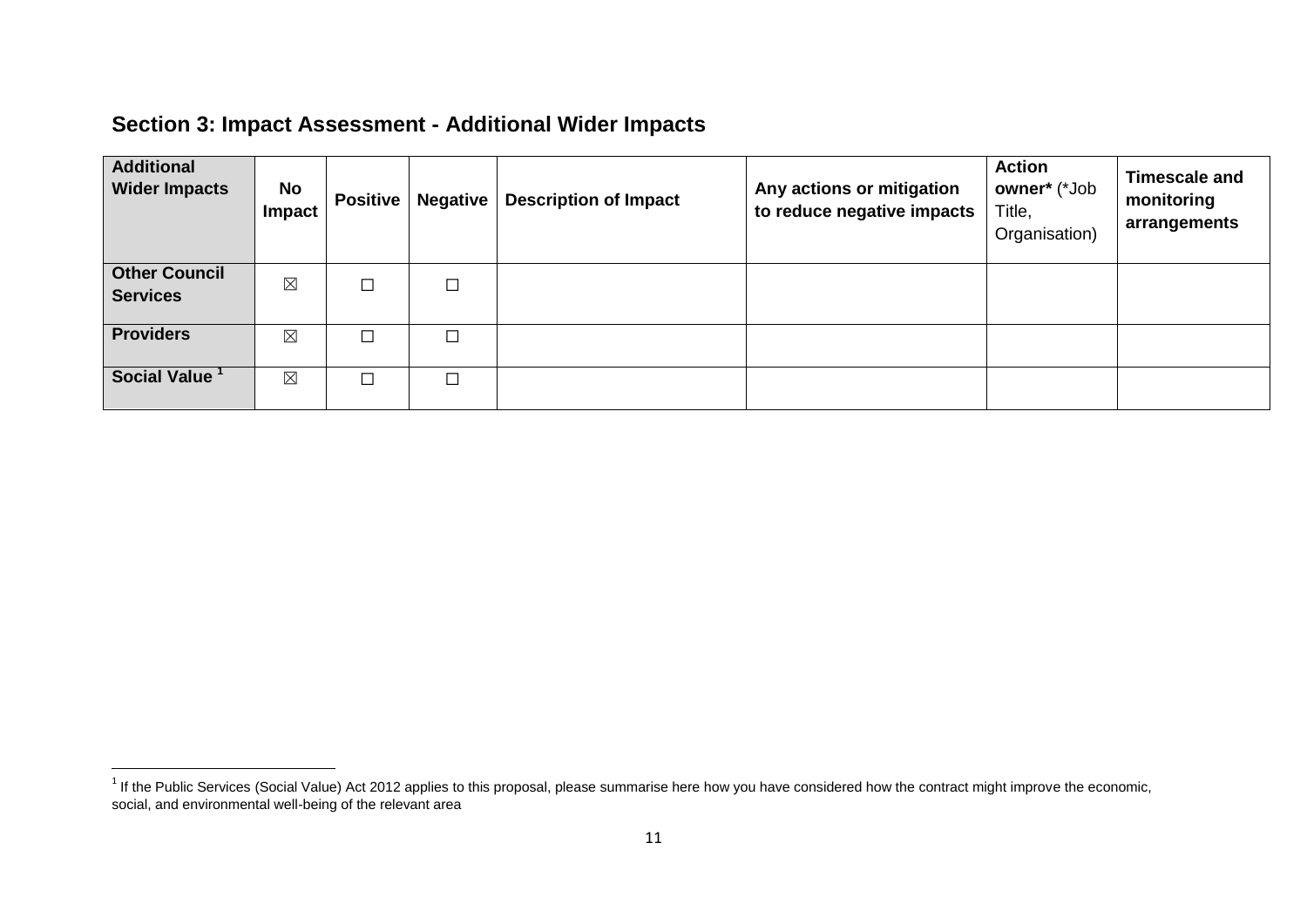## Section 3: Impact Assessment - Additional Wider Impacts

| Additional Wider Impacts | No Impact | Positive | Negative | Description of Impact | Any actions or mitigation to reduce negative impacts | Action owner* (*Job Title, Organisation) | Timescale and monitoring arrangements |
|---|---|---|---|---|---|---|---|
| **Other Council Services** | ☒ | ☐ | ☐ | | | | |
| **Providers** | ☒ | ☐ | ☐ | | | | |
| **Social Value** [1] | ☒ | ☐ | ☐ | | | | |

[1] If the Public Services (Social Value) Act 2012 applies to this proposal, please summarise here how you have considered how the contract might improve the economic, social, and environmental well-being of the relevant area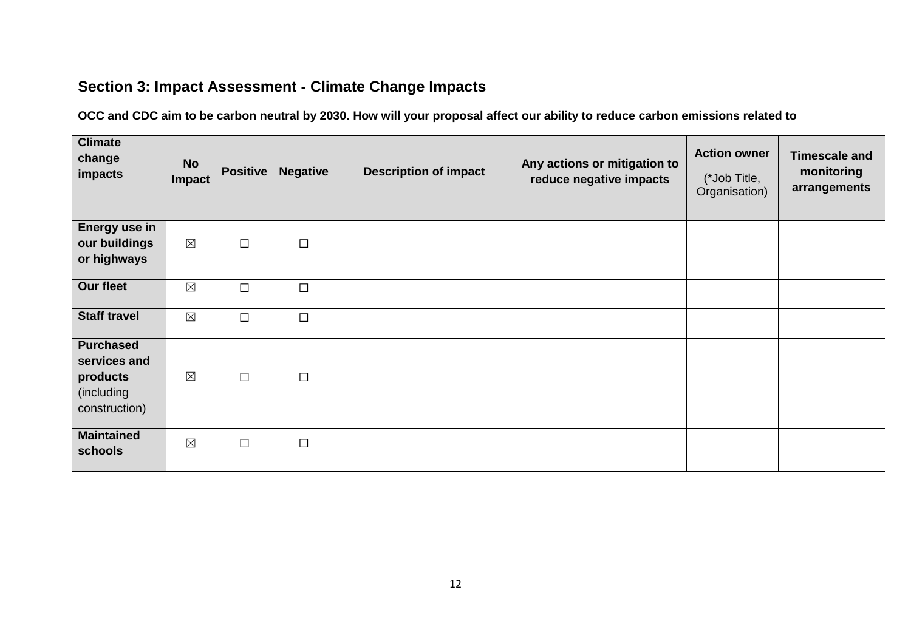## Section 3: Impact Assessment - Climate Change Impacts

**OCC and CDC aim to be carbon neutral by 2030. How will your proposal affect our ability to reduce carbon emissions related to**

| **Climate change impacts** | **No Impact** | **Positive** | **Negative** | **Description of impact** | **Any actions or mitigation to reduce negative impacts** | **Action owner** (*Job Title, Organisation) | **Timescale and monitoring arrangements** |
|---|---|---|---|---|---|---|---|
| **Energy use in our buildings or highways** | ☒ | ☐ | ☐ | | | | |
| **Our fleet** | ☒ | ☐ | ☐ | | | | |
| **Staff travel** | ☒ | ☐ | ☐ | | | | |
| **Purchased services and products** (including construction) | ☒ | ☐ | ☐ | | | | |
| **Maintained schools** | ☒ | ☐ | ☐ | | | | |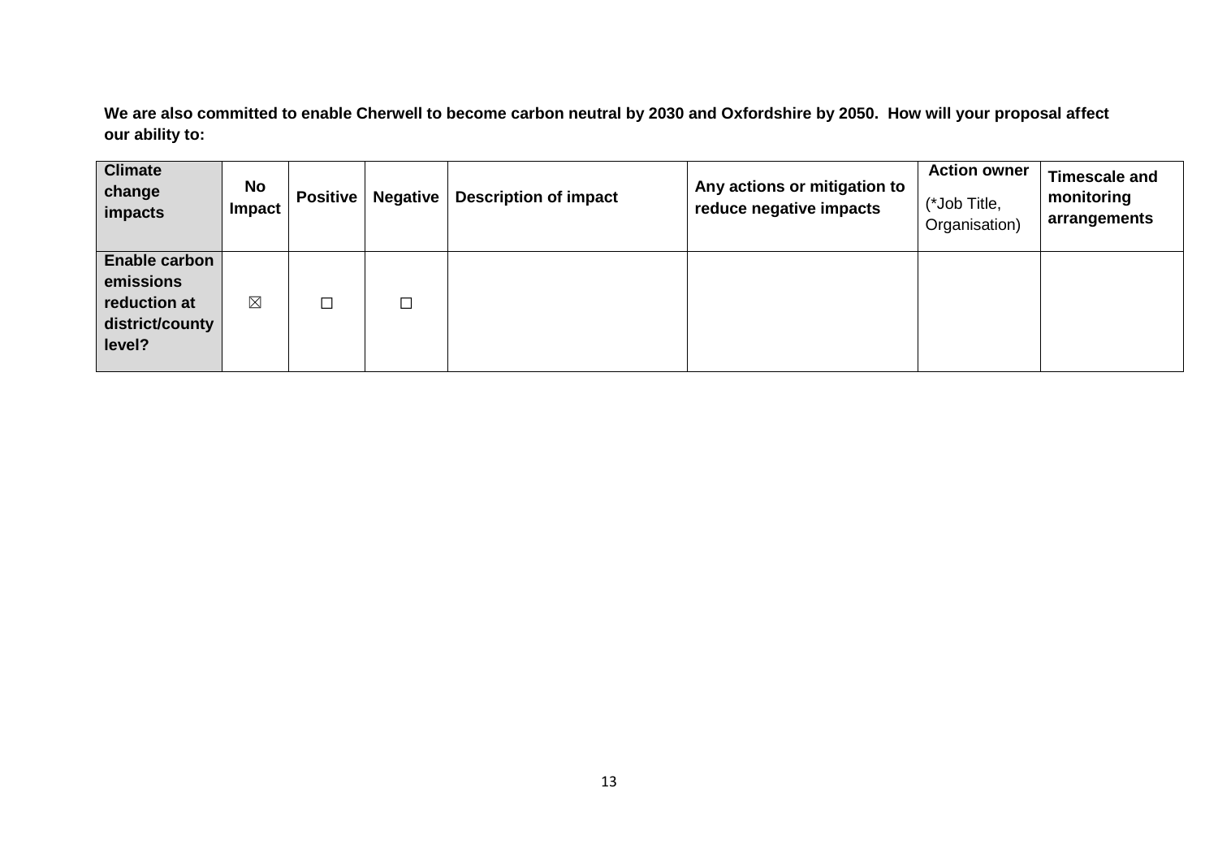**We are also committed to enable Cherwell to become carbon neutral by 2030 and Oxfordshire by 2050. How will your proposal affect our ability to:**

| Climate change impacts | No Impact | Positive | Negative | Description of impact | Any actions or mitigation to reduce negative impacts | Action owner (*Job Title, Organisation) | Timescale and monitoring arrangements |
|---|---|---|---|---|---|---|---|
| **Enable carbon emissions reduction at district/county level?** | ☒ | ☐ | ☐ | | | | |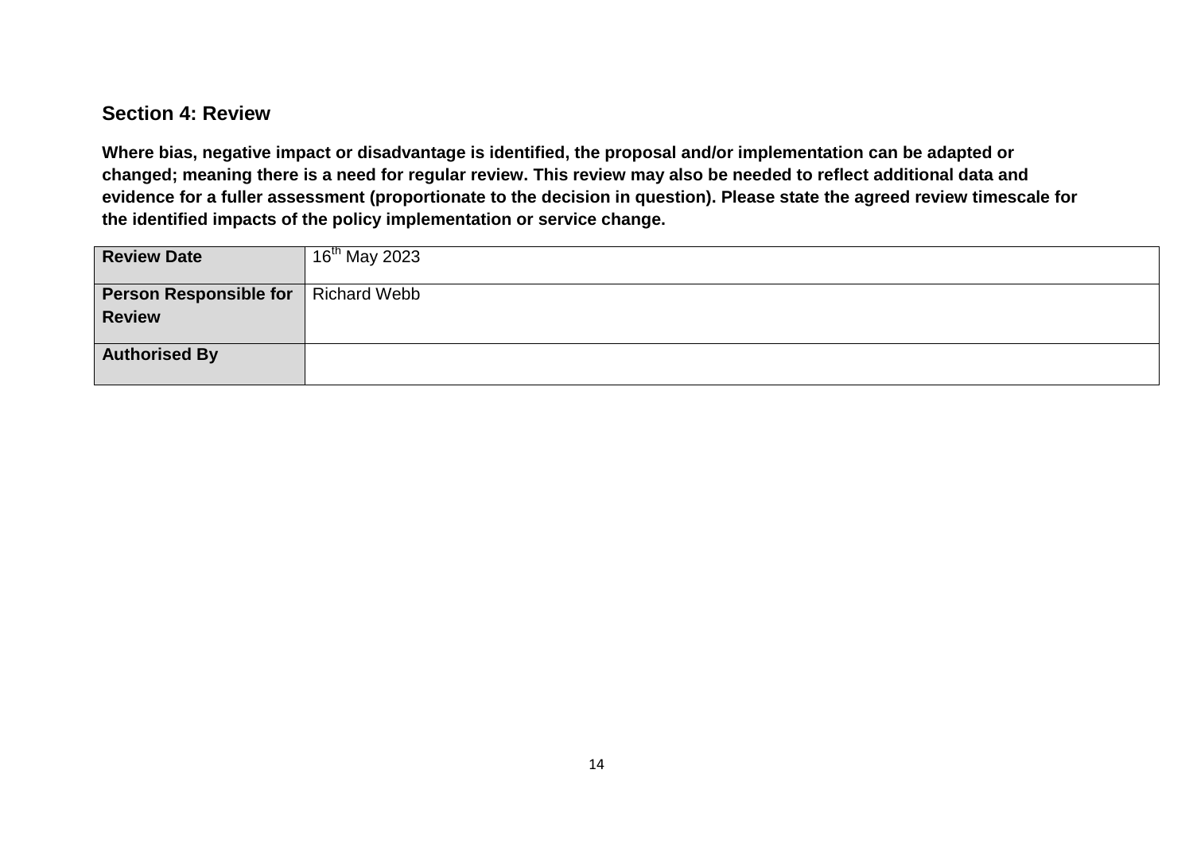## Section 4: Review

**Where bias, negative impact or disadvantage is identified, the proposal and/or implementation can be adapted or changed; meaning there is a need for regular review. This review may also be needed to reflect additional data and evidence for a fuller assessment (proportionate to the decision in question). Please state the agreed review timescale for the identified impacts of the policy implementation or service change.**

| | |
|---|---|
| **Review Date** | 16th May 2023 |
| **Person Responsible for Review** | Richard Webb |
| **Authorised By** | |